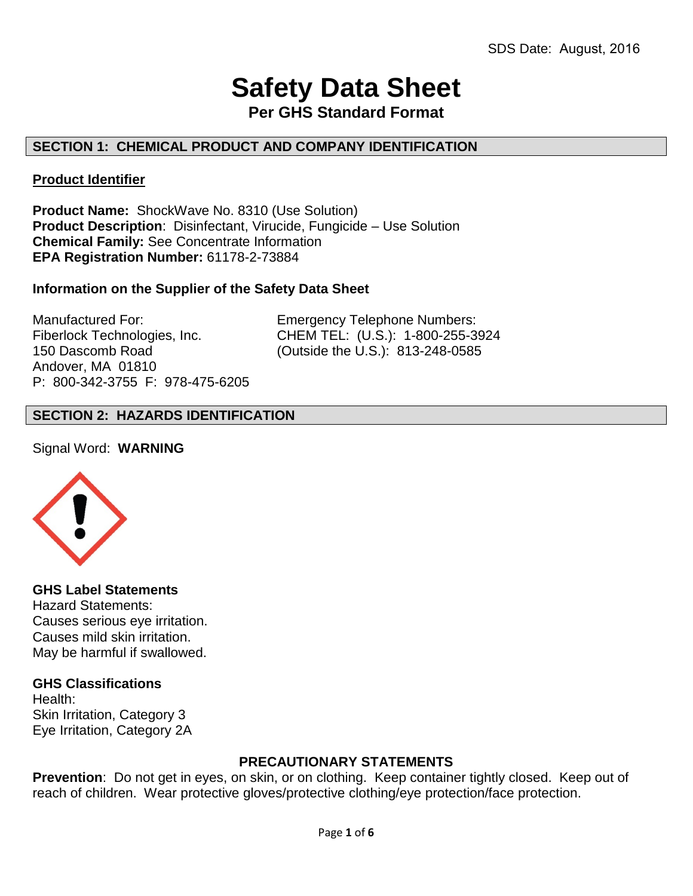SDS Date: August, 2016

# Safety Data Sheet

**Per GHS Standard Format**

## SECTION 1: CHEMICAL PRODUCT AND COMPANY IDENTIFICATION

### Product Identifier

**Product Name:** ShockWave No. 8310 (Use Solution)
**Product Description**: Disinfectant, Virucide, Fungicide – Use Solution
**Chemical Family:** See Concentrate Information
**EPA Registration Number:** 61178-2-73884

### Information on the Supplier of the Safety Data Sheet

Manufactured For:
Fiberlock Technologies, Inc.
150 Dascomb Road
Andover, MA 01810
P: 800-342-3755 F: 978-475-6205

Emergency Telephone Numbers:
CHEM TEL: (U.S.): 1-800-255-3924
(Outside the U.S.): 813-248-0585

## SECTION 2: HAZARDS IDENTIFICATION

Signal Word: **WARNING**

**GHS Label Statements**
Hazard Statements:
Causes serious eye irritation.
Causes mild skin irritation.
May be harmful if swallowed.

**GHS Classifications**
Health:
Skin Irritation, Category 3
Eye Irritation, Category 2A

### PRECAUTIONARY STATEMENTS

**Prevention**: Do not get in eyes, on skin, or on clothing. Keep container tightly closed. Keep out of reach of children. Wear protective gloves/protective clothing/eye protection/face protection.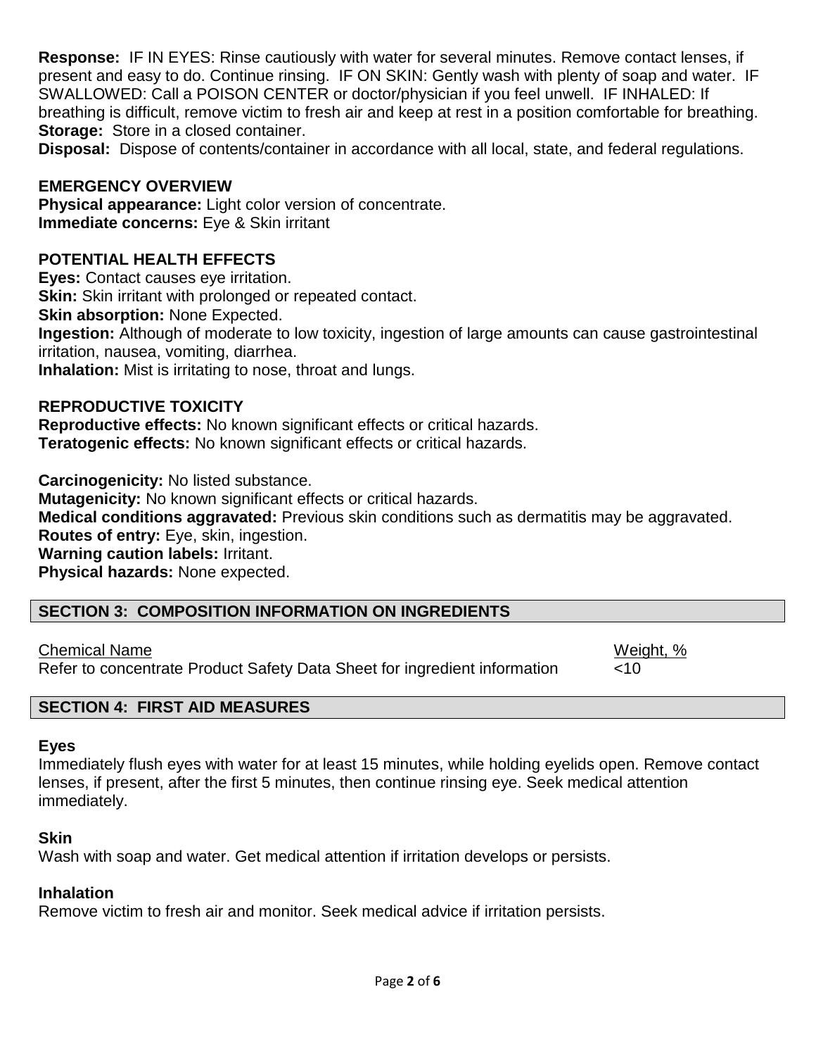**Response:** IF IN EYES: Rinse cautiously with water for several minutes. Remove contact lenses, if present and easy to do. Continue rinsing. IF ON SKIN: Gently wash with plenty of soap and water. IF SWALLOWED: Call a POISON CENTER or doctor/physician if you feel unwell. IF INHALED: If breathing is difficult, remove victim to fresh air and keep at rest in a position comfortable for breathing.
**Storage:** Store in a closed container.
**Disposal:** Dispose of contents/container in accordance with all local, state, and federal regulations.

**EMERGENCY OVERVIEW**
**Physical appearance:** Light color version of concentrate.
**Immediate concerns:** Eye & Skin irritant

**POTENTIAL HEALTH EFFECTS**
**Eyes:** Contact causes eye irritation.
**Skin:** Skin irritant with prolonged or repeated contact.
**Skin absorption:** None Expected.
**Ingestion:** Although of moderate to low toxicity, ingestion of large amounts can cause gastrointestinal irritation, nausea, vomiting, diarrhea.
**Inhalation:** Mist is irritating to nose, throat and lungs.

**REPRODUCTIVE TOXICITY**
**Reproductive effects:** No known significant effects or critical hazards.
**Teratogenic effects:** No known significant effects or critical hazards.

**Carcinogenicity:** No listed substance.
**Mutagenicity:** No known significant effects or critical hazards.
**Medical conditions aggravated:** Previous skin conditions such as dermatitis may be aggravated.
**Routes of entry:** Eye, skin, ingestion.
**Warning caution labels:** Irritant.
**Physical hazards:** None expected.

## SECTION 3: COMPOSITION INFORMATION ON INGREDIENTS

| Chemical Name | Weight, % |
| --- | --- |
| Refer to concentrate Product Safety Data Sheet for ingredient information | <10 |

## SECTION 4: FIRST AID MEASURES

**Eyes**
Immediately flush eyes with water for at least 15 minutes, while holding eyelids open. Remove contact lenses, if present, after the first 5 minutes, then continue rinsing eye. Seek medical attention immediately.

**Skin**
Wash with soap and water. Get medical attention if irritation develops or persists.

**Inhalation**
Remove victim to fresh air and monitor. Seek medical advice if irritation persists.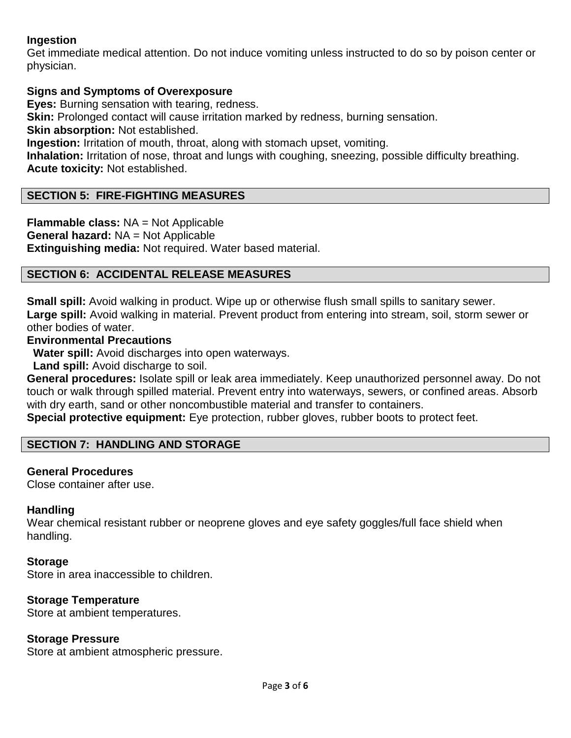**Ingestion**
Get immediate medical attention. Do not induce vomiting unless instructed to do so by poison center or physician.

**Signs and Symptoms of Overexposure**
**Eyes:** Burning sensation with tearing, redness.
**Skin:** Prolonged contact will cause irritation marked by redness, burning sensation.
**Skin absorption:** Not established.
**Ingestion:** Irritation of mouth, throat, along with stomach upset, vomiting.
**Inhalation:** Irritation of nose, throat and lungs with coughing, sneezing, possible difficulty breathing.
**Acute toxicity:** Not established.

## SECTION 5: FIRE-FIGHTING MEASURES

**Flammable class:** NA = Not Applicable
**General hazard:** NA = Not Applicable
**Extinguishing media:** Not required. Water based material.

## SECTION 6: ACCIDENTAL RELEASE MEASURES

**Small spill:** Avoid walking in product. Wipe up or otherwise flush small spills to sanitary sewer.
**Large spill:** Avoid walking in material. Prevent product from entering into stream, soil, storm sewer or other bodies of water.
**Environmental Precautions**
**Water spill:** Avoid discharges into open waterways.
**Land spill:** Avoid discharge to soil.
**General procedures:** Isolate spill or leak area immediately. Keep unauthorized personnel away. Do not touch or walk through spilled material. Prevent entry into waterways, sewers, or confined areas. Absorb with dry earth, sand or other noncombustible material and transfer to containers.
**Special protective equipment:** Eye protection, rubber gloves, rubber boots to protect feet.

## SECTION 7: HANDLING AND STORAGE

**General Procedures**
Close container after use.

**Handling**
Wear chemical resistant rubber or neoprene gloves and eye safety goggles/full face shield when handling.

**Storage**
Store in area inaccessible to children.

**Storage Temperature**
Store at ambient temperatures.

**Storage Pressure**
Store at ambient atmospheric pressure.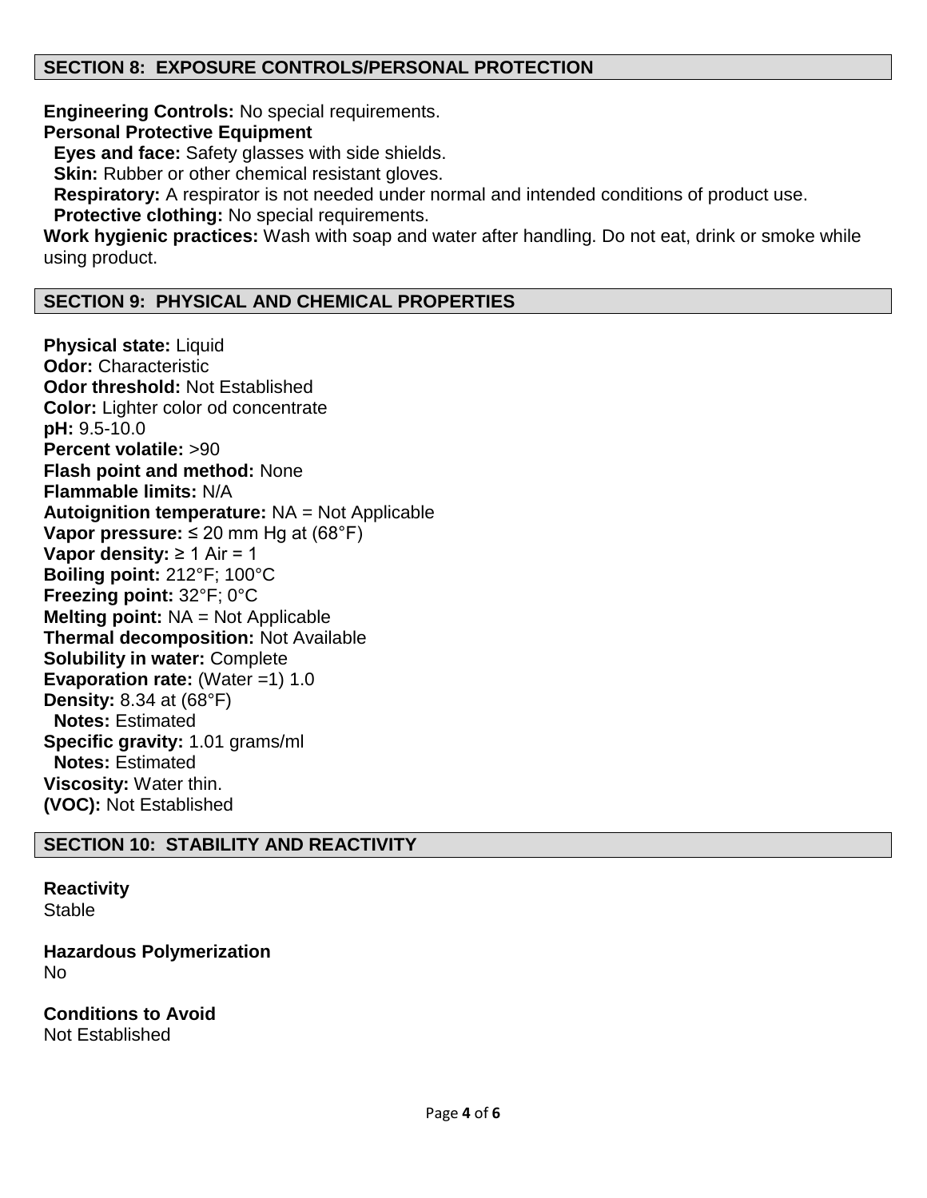## SECTION 8: EXPOSURE CONTROLS/PERSONAL PROTECTION

**Engineering Controls:** No special requirements.

**Personal Protective Equipment**

**Eyes and face:** Safety glasses with side shields.

**Skin:** Rubber or other chemical resistant gloves.

**Respiratory:** A respirator is not needed under normal and intended conditions of product use.

**Protective clothing:** No special requirements.

**Work hygienic practices:** Wash with soap and water after handling. Do not eat, drink or smoke while using product.

## SECTION 9: PHYSICAL AND CHEMICAL PROPERTIES

**Physical state:** Liquid
**Odor:** Characteristic
**Odor threshold:** Not Established
**Color:** Lighter color od concentrate
**pH:** 9.5-10.0
**Percent volatile:** >90
**Flash point and method:** None
**Flammable limits:** N/A
**Autoignition temperature:** NA = Not Applicable
**Vapor pressure:** ≤ 20 mm Hg at (68°F)
**Vapor density:** ≥ 1 Air = 1
**Boiling point:** 212°F; 100°C
**Freezing point:** 32°F; 0°C
**Melting point:** NA = Not Applicable
**Thermal decomposition:** Not Available
**Solubility in water:** Complete
**Evaporation rate:** (Water =1) 1.0
**Density:** 8.34 at (68°F)
**Notes:** Estimated
**Specific gravity:** 1.01 grams/ml
**Notes:** Estimated
**Viscosity:** Water thin.
**(VOC):** Not Established

## SECTION 10: STABILITY AND REACTIVITY

**Reactivity**
Stable

**Hazardous Polymerization**
No

**Conditions to Avoid**
Not Established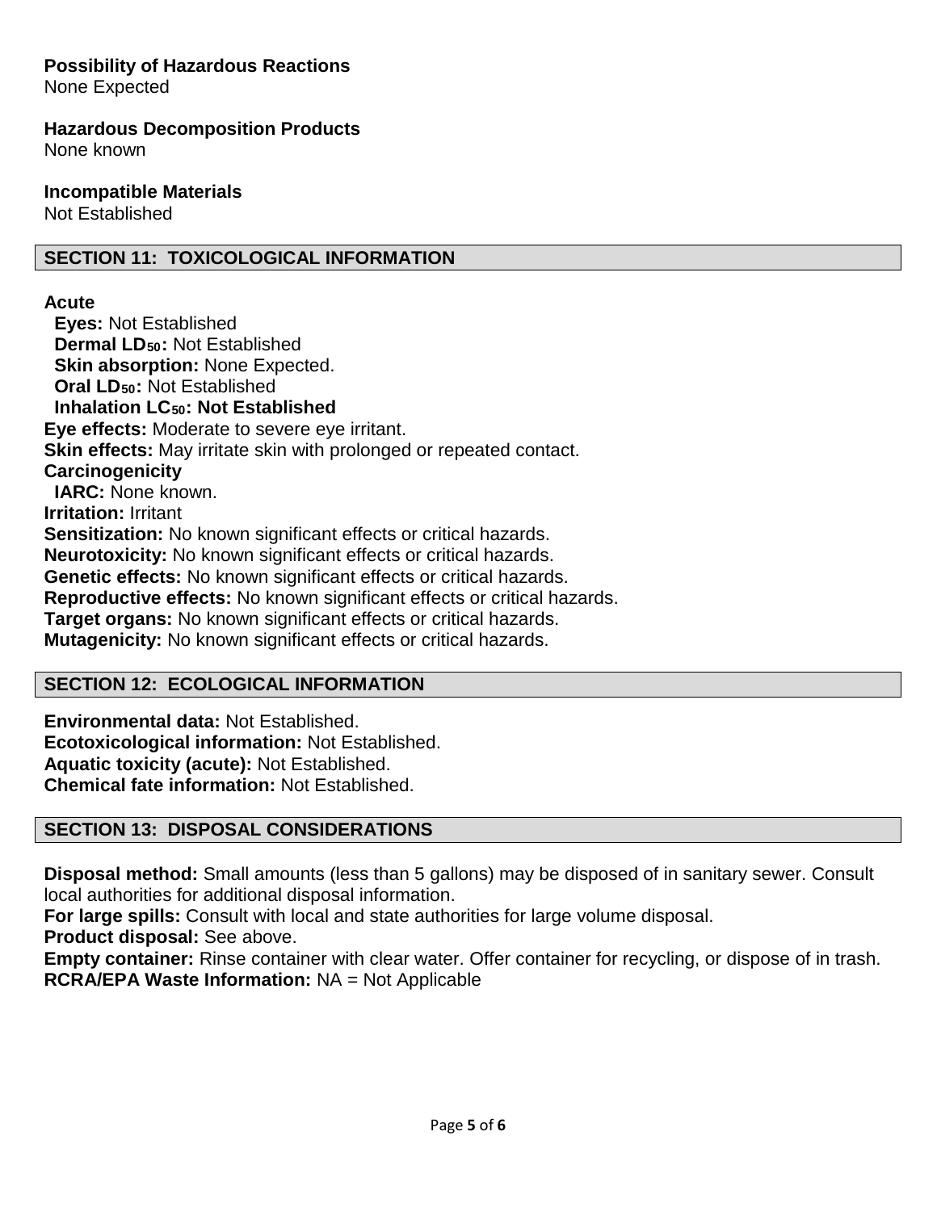**Possibility of Hazardous Reactions**
None Expected

**Hazardous Decomposition Products**
None known

**Incompatible Materials**
Not Established

## SECTION 11: TOXICOLOGICAL INFORMATION

**Acute**
**Eyes:** Not Established
**Dermal $LD_{50}$:** Not Established
**Skin absorption:** None Expected.
**Oral $LD_{50}$:** Not Established
**Inhalation $LC_{50}$: Not Established**
**Eye effects:** Moderate to severe eye irritant.
**Skin effects:** May irritate skin with prolonged or repeated contact.
**Carcinogenicity**
**IARC:** None known.
**Irritation:** Irritant
**Sensitization:** No known significant effects or critical hazards.
**Neurotoxicity:** No known significant effects or critical hazards.
**Genetic effects:** No known significant effects or critical hazards.
**Reproductive effects:** No known significant effects or critical hazards.
**Target organs:** No known significant effects or critical hazards.
**Mutagenicity:** No known significant effects or critical hazards.

## SECTION 12: ECOLOGICAL INFORMATION

**Environmental data:** Not Established.
**Ecotoxicological information:** Not Established.
**Aquatic toxicity (acute):** Not Established.
**Chemical fate information:** Not Established.

## SECTION 13: DISPOSAL CONSIDERATIONS

**Disposal method:** Small amounts (less than 5 gallons) may be disposed of in sanitary sewer. Consult local authorities for additional disposal information.
**For large spills:** Consult with local and state authorities for large volume disposal.
**Product disposal:** See above.
**Empty container:** Rinse container with clear water. Offer container for recycling, or dispose of in trash.
**RCRA/EPA Waste Information:** NA = Not Applicable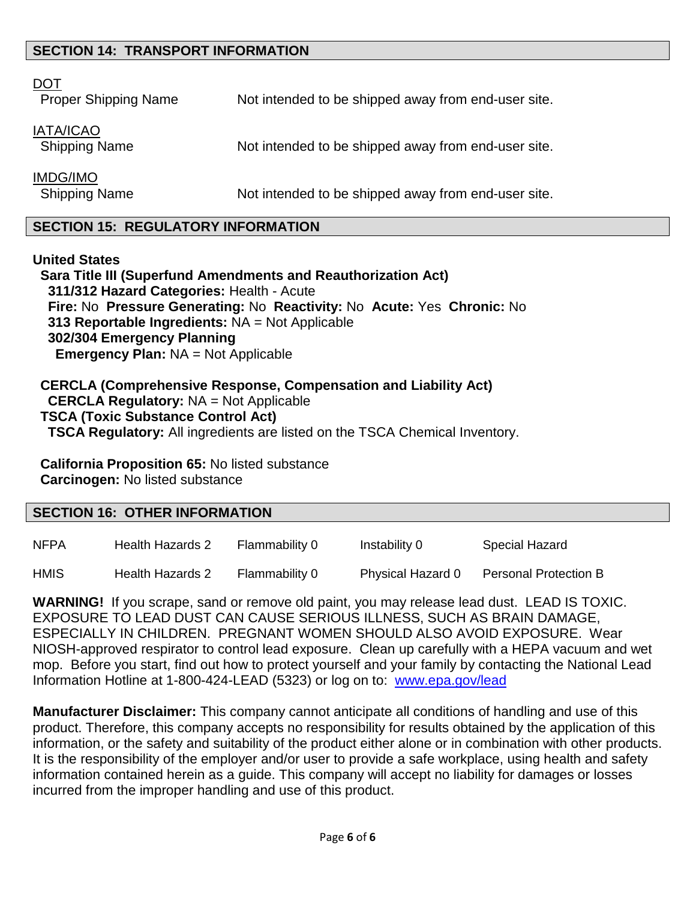## SECTION 14: TRANSPORT INFORMATION

DOT

Proper Shipping Name — Not intended to be shipped away from end-user site.

IATA/ICAO

Shipping Name — Not intended to be shipped away from end-user site.

IMDG/IMO

Shipping Name — Not intended to be shipped away from end-user site.

## SECTION 15: REGULATORY INFORMATION

**United States**

**Sara Title III (Superfund Amendments and Reauthorization Act)**

**311/312 Hazard Categories:** Health - Acute

**Fire:** No **Pressure Generating:** No **Reactivity:** No **Acute:** Yes **Chronic:** No

**313 Reportable Ingredients:** NA = Not Applicable

**302/304 Emergency Planning**

**Emergency Plan:** NA = Not Applicable

**CERCLA (Comprehensive Response, Compensation and Liability Act)**

**CERCLA Regulatory:** NA = Not Applicable

**TSCA (Toxic Substance Control Act)**

**TSCA Regulatory:** All ingredients are listed on the TSCA Chemical Inventory.

**California Proposition 65:** No listed substance

**Carcinogen:** No listed substance

## SECTION 16: OTHER INFORMATION

| | | | | |
|---|---|---|---|---|
| NFPA | Health Hazards 2 | Flammability 0 | Instability 0 | Special Hazard |
| HMIS | Health Hazards 2 | Flammability 0 | Physical Hazard 0 | Personal Protection B |

**WARNING!** If you scrape, sand or remove old paint, you may release lead dust. LEAD IS TOXIC. EXPOSURE TO LEAD DUST CAN CAUSE SERIOUS ILLNESS, SUCH AS BRAIN DAMAGE, ESPECIALLY IN CHILDREN. PREGNANT WOMEN SHOULD ALSO AVOID EXPOSURE. Wear NIOSH-approved respirator to control lead exposure. Clean up carefully with a HEPA vacuum and wet mop. Before you start, find out how to protect yourself and your family by contacting the National Lead Information Hotline at 1-800-424-LEAD (5323) or log on to: www.epa.gov/lead

**Manufacturer Disclaimer:** This company cannot anticipate all conditions of handling and use of this product. Therefore, this company accepts no responsibility for results obtained by the application of this information, or the safety and suitability of the product either alone or in combination with other products. It is the responsibility of the employer and/or user to provide a safe workplace, using health and safety information contained herein as a guide. This company will accept no liability for damages or losses incurred from the improper handling and use of this product.